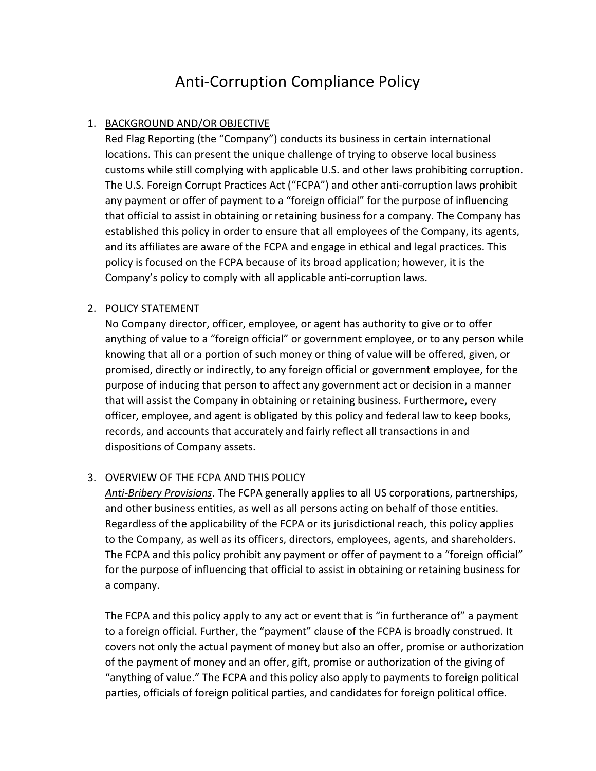# Anti-Corruption Compliance Policy

1. BACKGROUND AND/OR OBJECTIVE

   Red Flag Reporting (the "Company") conducts its business in certain international locations. This can present the unique challenge of trying to observe local business customs while still complying with applicable U.S. and other laws prohibiting corruption. The U.S. Foreign Corrupt Practices Act ("FCPA") and other anti-corruption laws prohibit any payment or offer of payment to a "foreign official" for the purpose of influencing that official to assist in obtaining or retaining business for a company. The Company has established this policy in order to ensure that all employees of the Company, its agents, and its affiliates are aware of the FCPA and engage in ethical and legal practices. This policy is focused on the FCPA because of its broad application; however, it is the Company's policy to comply with all applicable anti-corruption laws.

2. POLICY STATEMENT

   No Company director, officer, employee, or agent has authority to give or to offer anything of value to a "foreign official" or government employee, or to any person while knowing that all or a portion of such money or thing of value will be offered, given, or promised, directly or indirectly, to any foreign official or government employee, for the purpose of inducing that person to affect any government act or decision in a manner that will assist the Company in obtaining or retaining business. Furthermore, every officer, employee, and agent is obligated by this policy and federal law to keep books, records, and accounts that accurately and fairly reflect all transactions in and dispositions of Company assets.

3. OVERVIEW OF THE FCPA AND THIS POLICY

   *Anti-Bribery Provisions*. The FCPA generally applies to all US corporations, partnerships, and other business entities, as well as all persons acting on behalf of those entities. Regardless of the applicability of the FCPA or its jurisdictional reach, this policy applies to the Company, as well as its officers, directors, employees, agents, and shareholders. The FCPA and this policy prohibit any payment or offer of payment to a "foreign official" for the purpose of influencing that official to assist in obtaining or retaining business for a company.

   The FCPA and this policy apply to any act or event that is "in furtherance of" a payment to a foreign official. Further, the "payment" clause of the FCPA is broadly construed. It covers not only the actual payment of money but also an offer, promise or authorization of the payment of money and an offer, gift, promise or authorization of the giving of "anything of value." The FCPA and this policy also apply to payments to foreign political parties, officials of foreign political parties, and candidates for foreign political office.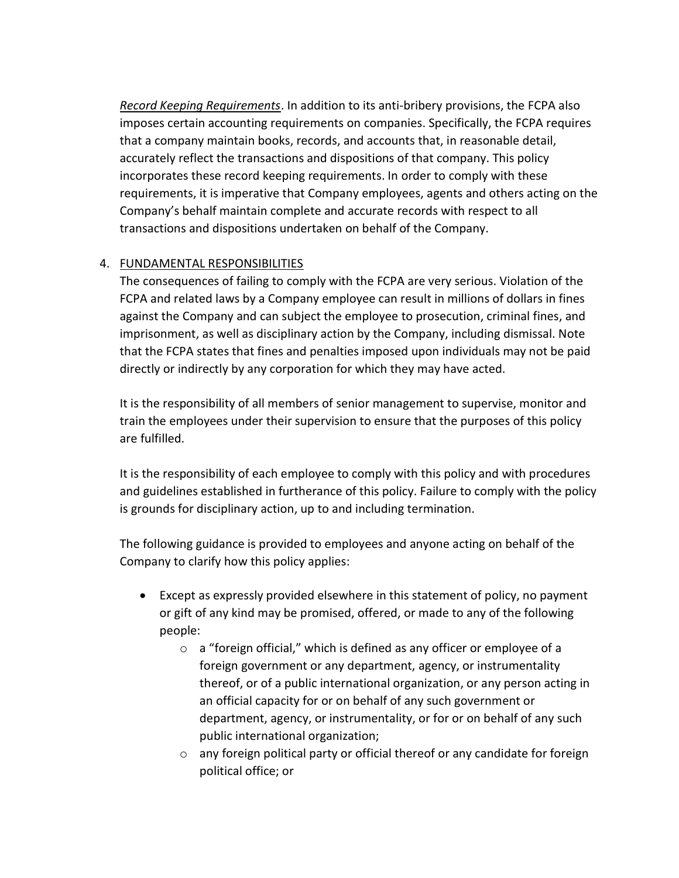*Record Keeping Requirements*. In addition to its anti-bribery provisions, the FCPA also imposes certain accounting requirements on companies. Specifically, the FCPA requires that a company maintain books, records, and accounts that, in reasonable detail, accurately reflect the transactions and dispositions of that company. This policy incorporates these record keeping requirements. In order to comply with these requirements, it is imperative that Company employees, agents and others acting on the Company's behalf maintain complete and accurate records with respect to all transactions and dispositions undertaken on behalf of the Company.

4. FUNDAMENTAL RESPONSIBILITIES

The consequences of failing to comply with the FCPA are very serious. Violation of the FCPA and related laws by a Company employee can result in millions of dollars in fines against the Company and can subject the employee to prosecution, criminal fines, and imprisonment, as well as disciplinary action by the Company, including dismissal. Note that the FCPA states that fines and penalties imposed upon individuals may not be paid directly or indirectly by any corporation for which they may have acted.

It is the responsibility of all members of senior management to supervise, monitor and train the employees under their supervision to ensure that the purposes of this policy are fulfilled.

It is the responsibility of each employee to comply with this policy and with procedures and guidelines established in furtherance of this policy. Failure to comply with the policy is grounds for disciplinary action, up to and including termination.

The following guidance is provided to employees and anyone acting on behalf of the Company to clarify how this policy applies:

- Except as expressly provided elsewhere in this statement of policy, no payment or gift of any kind may be promised, offered, or made to any of the following people:
  - a "foreign official," which is defined as any officer or employee of a foreign government or any department, agency, or instrumentality thereof, or of a public international organization, or any person acting in an official capacity for or on behalf of any such government or department, agency, or instrumentality, or for or on behalf of any such public international organization;
  - any foreign political party or official thereof or any candidate for foreign political office; or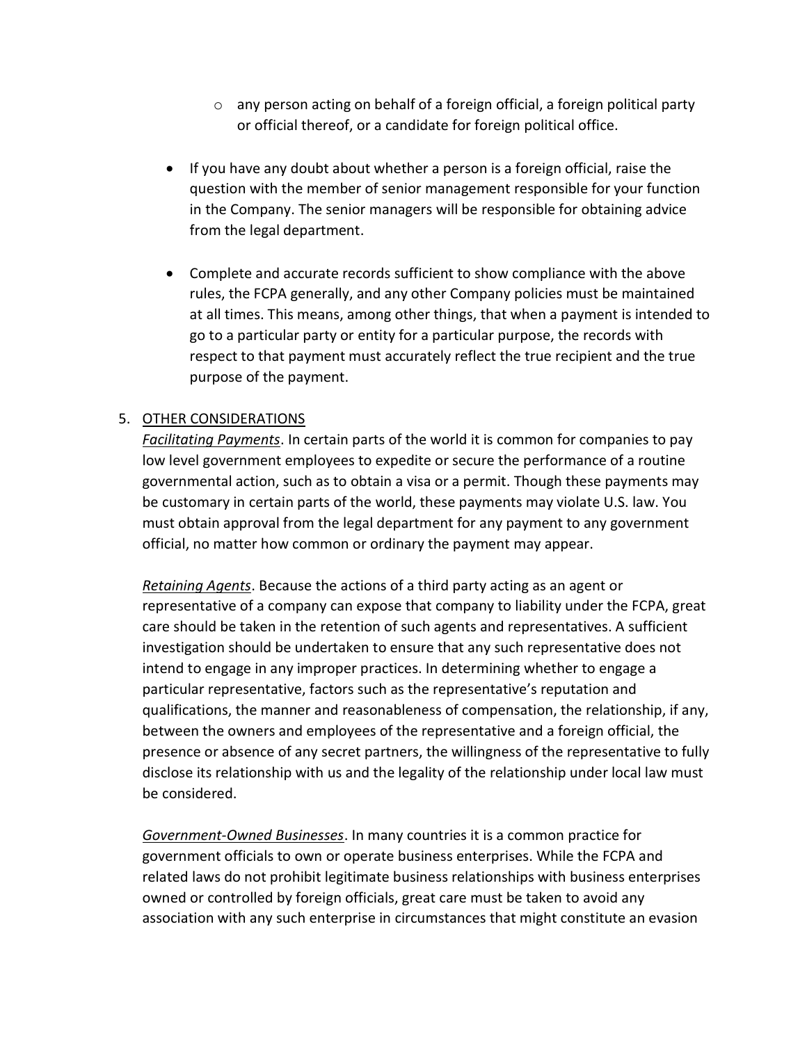- any person acting on behalf of a foreign official, a foreign political party or official thereof, or a candidate for foreign political office.

- If you have any doubt about whether a person is a foreign official, raise the question with the member of senior management responsible for your function in the Company. The senior managers will be responsible for obtaining advice from the legal department.

- Complete and accurate records sufficient to show compliance with the above rules, the FCPA generally, and any other Company policies must be maintained at all times. This means, among other things, that when a payment is intended to go to a particular party or entity for a particular purpose, the records with respect to that payment must accurately reflect the true recipient and the true purpose of the payment.

5. OTHER CONSIDERATIONS

*Facilitating Payments*. In certain parts of the world it is common for companies to pay low level government employees to expedite or secure the performance of a routine governmental action, such as to obtain a visa or a permit. Though these payments may be customary in certain parts of the world, these payments may violate U.S. law. You must obtain approval from the legal department for any payment to any government official, no matter how common or ordinary the payment may appear.

*Retaining Agents*. Because the actions of a third party acting as an agent or representative of a company can expose that company to liability under the FCPA, great care should be taken in the retention of such agents and representatives. A sufficient investigation should be undertaken to ensure that any such representative does not intend to engage in any improper practices. In determining whether to engage a particular representative, factors such as the representative's reputation and qualifications, the manner and reasonableness of compensation, the relationship, if any, between the owners and employees of the representative and a foreign official, the presence or absence of any secret partners, the willingness of the representative to fully disclose its relationship with us and the legality of the relationship under local law must be considered.

*Government-Owned Businesses*. In many countries it is a common practice for government officials to own or operate business enterprises. While the FCPA and related laws do not prohibit legitimate business relationships with business enterprises owned or controlled by foreign officials, great care must be taken to avoid any association with any such enterprise in circumstances that might constitute an evasion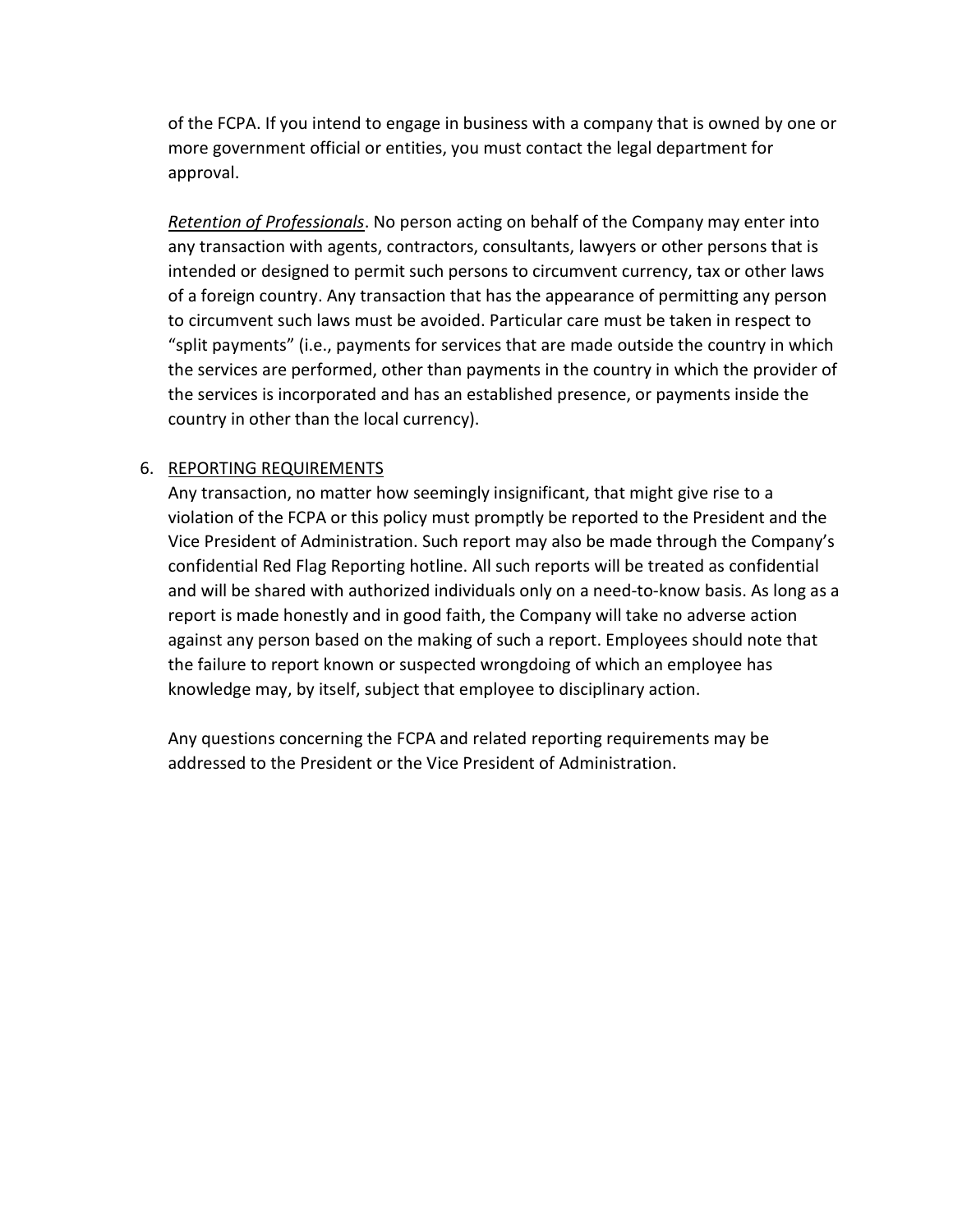of the FCPA. If you intend to engage in business with a company that is owned by one or more government official or entities, you must contact the legal department for approval.

*Retention of Professionals*. No person acting on behalf of the Company may enter into any transaction with agents, contractors, consultants, lawyers or other persons that is intended or designed to permit such persons to circumvent currency, tax or other laws of a foreign country. Any transaction that has the appearance of permitting any person to circumvent such laws must be avoided. Particular care must be taken in respect to "split payments" (i.e., payments for services that are made outside the country in which the services are performed, other than payments in the country in which the provider of the services is incorporated and has an established presence, or payments inside the country in other than the local currency).

6. REPORTING REQUIREMENTS

Any transaction, no matter how seemingly insignificant, that might give rise to a violation of the FCPA or this policy must promptly be reported to the President and the Vice President of Administration. Such report may also be made through the Company's confidential Red Flag Reporting hotline. All such reports will be treated as confidential and will be shared with authorized individuals only on a need-to-know basis. As long as a report is made honestly and in good faith, the Company will take no adverse action against any person based on the making of such a report. Employees should note that the failure to report known or suspected wrongdoing of which an employee has knowledge may, by itself, subject that employee to disciplinary action.

Any questions concerning the FCPA and related reporting requirements may be addressed to the President or the Vice President of Administration.